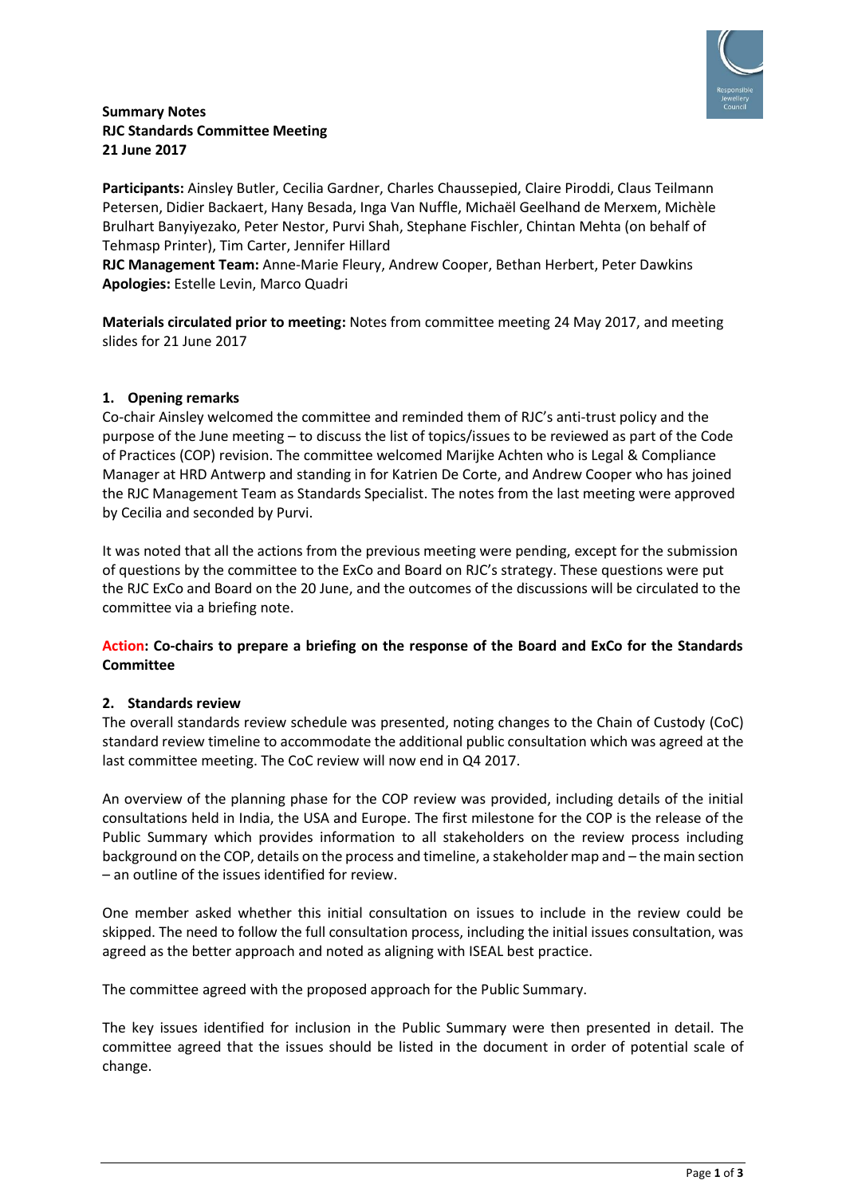**Summary Notes**
**RJC Standards Committee Meeting**
**21 June 2017**

**Participants:** Ainsley Butler, Cecilia Gardner, Charles Chaussepied, Claire Piroddi, Claus Teilmann Petersen, Didier Backaert, Hany Besada, Inga Van Nuffle, Michaël Geelhand de Merxem, Michèle Brulhart Banyiyezako, Peter Nestor, Purvi Shah, Stephane Fischler, Chintan Mehta (on behalf of Tehmasp Printer), Tim Carter, Jennifer Hillard
**RJC Management Team:** Anne-Marie Fleury, Andrew Cooper, Bethan Herbert, Peter Dawkins
**Apologies:** Estelle Levin, Marco Quadri

**Materials circulated prior to meeting:** Notes from committee meeting 24 May 2017, and meeting slides for 21 June 2017

## 1. Opening remarks

Co-chair Ainsley welcomed the committee and reminded them of RJC's anti-trust policy and the purpose of the June meeting – to discuss the list of topics/issues to be reviewed as part of the Code of Practices (COP) revision. The committee welcomed Marijke Achten who is Legal & Compliance Manager at HRD Antwerp and standing in for Katrien De Corte, and Andrew Cooper who has joined the RJC Management Team as Standards Specialist. The notes from the last meeting were approved by Cecilia and seconded by Purvi.

It was noted that all the actions from the previous meeting were pending, except for the submission of questions by the committee to the ExCo and Board on RJC's strategy. These questions were put the RJC ExCo and Board on the 20 June, and the outcomes of the discussions will be circulated to the committee via a briefing note.

**Action: Co-chairs to prepare a briefing on the response of the Board and ExCo for the Standards Committee**

## 2. Standards review

The overall standards review schedule was presented, noting changes to the Chain of Custody (CoC) standard review timeline to accommodate the additional public consultation which was agreed at the last committee meeting. The CoC review will now end in Q4 2017.

An overview of the planning phase for the COP review was provided, including details of the initial consultations held in India, the USA and Europe. The first milestone for the COP is the release of the Public Summary which provides information to all stakeholders on the review process including background on the COP, details on the process and timeline, a stakeholder map and – the main section – an outline of the issues identified for review.

One member asked whether this initial consultation on issues to include in the review could be skipped. The need to follow the full consultation process, including the initial issues consultation, was agreed as the better approach and noted as aligning with ISEAL best practice.

The committee agreed with the proposed approach for the Public Summary.

The key issues identified for inclusion in the Public Summary were then presented in detail. The committee agreed that the issues should be listed in the document in order of potential scale of change.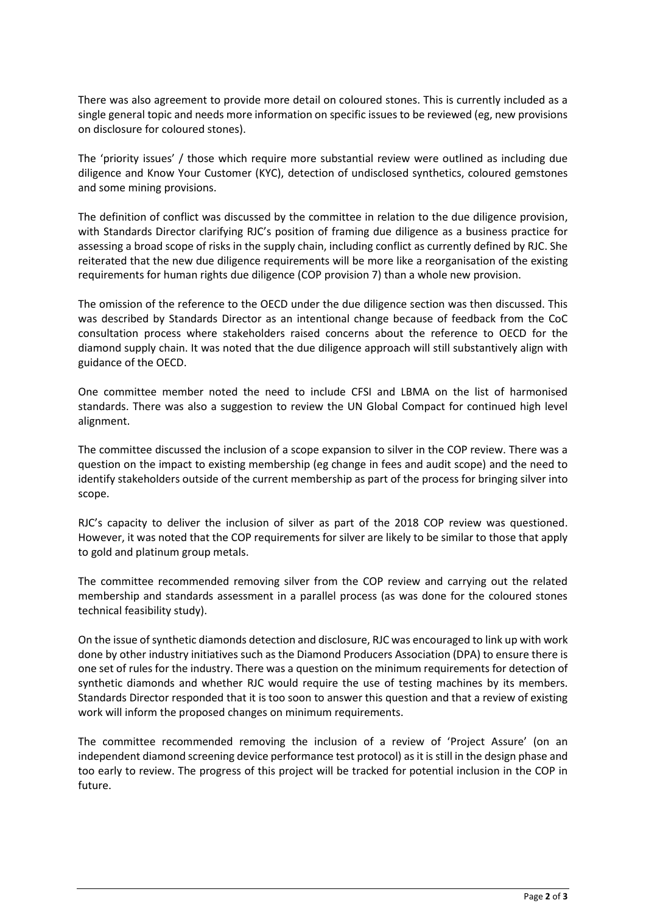There was also agreement to provide more detail on coloured stones. This is currently included as a single general topic and needs more information on specific issues to be reviewed (eg, new provisions on disclosure for coloured stones).

The 'priority issues' / those which require more substantial review were outlined as including due diligence and Know Your Customer (KYC), detection of undisclosed synthetics, coloured gemstones and some mining provisions.

The definition of conflict was discussed by the committee in relation to the due diligence provision, with Standards Director clarifying RJC's position of framing due diligence as a business practice for assessing a broad scope of risks in the supply chain, including conflict as currently defined by RJC. She reiterated that the new due diligence requirements will be more like a reorganisation of the existing requirements for human rights due diligence (COP provision 7) than a whole new provision.

The omission of the reference to the OECD under the due diligence section was then discussed. This was described by Standards Director as an intentional change because of feedback from the CoC consultation process where stakeholders raised concerns about the reference to OECD for the diamond supply chain. It was noted that the due diligence approach will still substantively align with guidance of the OECD.

One committee member noted the need to include CFSI and LBMA on the list of harmonised standards. There was also a suggestion to review the UN Global Compact for continued high level alignment.

The committee discussed the inclusion of a scope expansion to silver in the COP review. There was a question on the impact to existing membership (eg change in fees and audit scope) and the need to identify stakeholders outside of the current membership as part of the process for bringing silver into scope.

RJC's capacity to deliver the inclusion of silver as part of the 2018 COP review was questioned. However, it was noted that the COP requirements for silver are likely to be similar to those that apply to gold and platinum group metals.

The committee recommended removing silver from the COP review and carrying out the related membership and standards assessment in a parallel process (as was done for the coloured stones technical feasibility study).

On the issue of synthetic diamonds detection and disclosure, RJC was encouraged to link up with work done by other industry initiatives such as the Diamond Producers Association (DPA) to ensure there is one set of rules for the industry. There was a question on the minimum requirements for detection of synthetic diamonds and whether RJC would require the use of testing machines by its members. Standards Director responded that it is too soon to answer this question and that a review of existing work will inform the proposed changes on minimum requirements.

The committee recommended removing the inclusion of a review of 'Project Assure' (on an independent diamond screening device performance test protocol) as it is still in the design phase and too early to review. The progress of this project will be tracked for potential inclusion in the COP in future.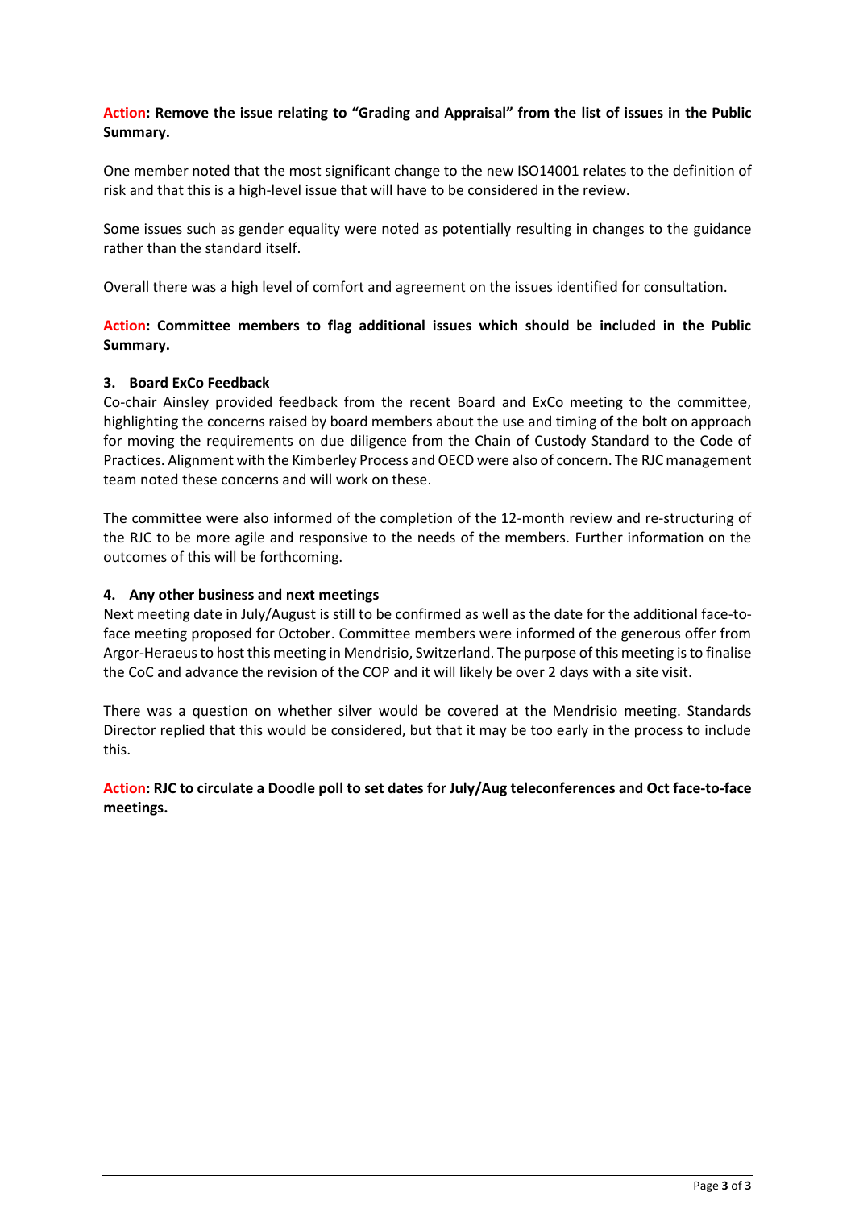**Action: Remove the issue relating to "Grading and Appraisal" from the list of issues in the Public Summary.**

One member noted that the most significant change to the new ISO14001 relates to the definition of risk and that this is a high-level issue that will have to be considered in the review.

Some issues such as gender equality were noted as potentially resulting in changes to the guidance rather than the standard itself.

Overall there was a high level of comfort and agreement on the issues identified for consultation.

**Action: Committee members to flag additional issues which should be included in the Public Summary.**

### 3. Board ExCo Feedback

Co-chair Ainsley provided feedback from the recent Board and ExCo meeting to the committee, highlighting the concerns raised by board members about the use and timing of the bolt on approach for moving the requirements on due diligence from the Chain of Custody Standard to the Code of Practices. Alignment with the Kimberley Process and OECD were also of concern. The RJC management team noted these concerns and will work on these.

The committee were also informed of the completion of the 12-month review and re-structuring of the RJC to be more agile and responsive to the needs of the members. Further information on the outcomes of this will be forthcoming.

### 4. Any other business and next meetings

Next meeting date in July/August is still to be confirmed as well as the date for the additional face-to-face meeting proposed for October. Committee members were informed of the generous offer from Argor-Heraeus to host this meeting in Mendrisio, Switzerland. The purpose of this meeting is to finalise the CoC and advance the revision of the COP and it will likely be over 2 days with a site visit.

There was a question on whether silver would be covered at the Mendrisio meeting. Standards Director replied that this would be considered, but that it may be too early in the process to include this.

**Action: RJC to circulate a Doodle poll to set dates for July/Aug teleconferences and Oct face-to-face meetings.**